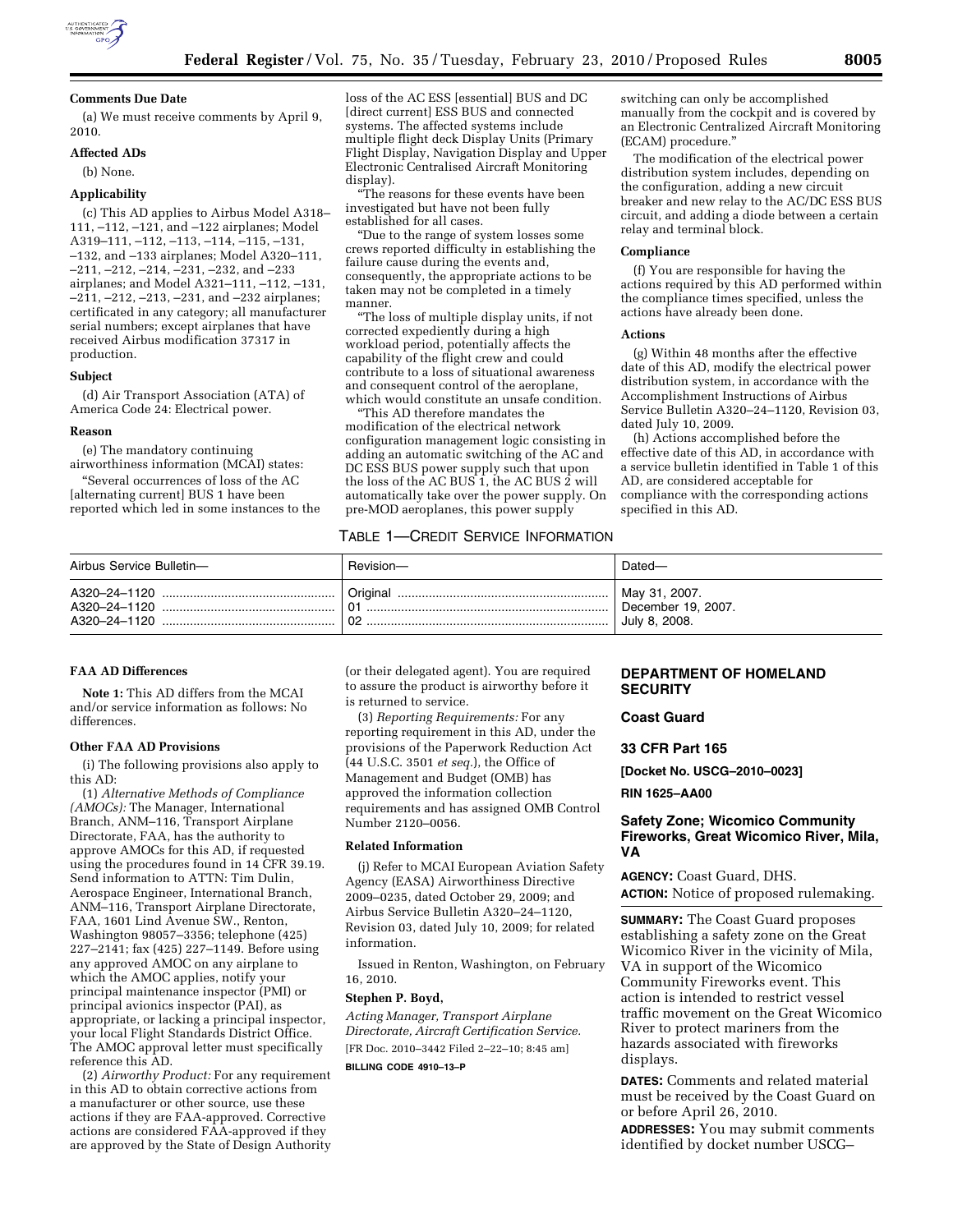### Comments Due Date

(a) We must receive comments by April 9, 2010.

### Affected ADs

(b) None.

### Applicability

(c) This AD applies to Airbus Model A318–111, –112, –121, and –122 airplanes; Model A319–111, –112, –113, –114, –115, –131, –132, and –133 airplanes; Model A320–111, –211, –212, –214, –231, –232, and –233 airplanes; and Model A321–111, –112, –131, –211, –212, –213, –231, and –232 airplanes; certificated in any category; all manufacturer serial numbers; except airplanes that have received Airbus modification 37317 in production.

### Subject

(d) Air Transport Association (ATA) of America Code 24: Electrical power.

### Reason

(e) The mandatory continuing airworthiness information (MCAI) states:

"Several occurrences of loss of the AC [alternating current] BUS 1 have been reported which led in some instances to the loss of the AC ESS [essential] BUS and DC [direct current] ESS BUS and connected systems. The affected systems include multiple flight deck Display Units (Primary Flight Display, Navigation Display and Upper Electronic Centralised Aircraft Monitoring display).

"The reasons for these events have been investigated but have not been fully established for all cases.

"Due to the range of system losses some crews reported difficulty in establishing the failure cause during the events and, consequently, the appropriate actions to be taken may not be completed in a timely manner.

"The loss of multiple display units, if not corrected expediently during a high workload period, potentially affects the capability of the flight crew and could contribute to a loss of situational awareness and consequent control of the aeroplane, which would constitute an unsafe condition.

"This AD therefore mandates the modification of the electrical network configuration management logic consisting in adding an automatic switching of the AC and DC ESS BUS power supply such that upon the loss of the AC BUS 1, the AC BUS 2 will automatically take over the power supply. On pre-MOD aeroplanes, this power supply switching can only be accomplished manually from the cockpit and is covered by an Electronic Centralized Aircraft Monitoring (ECAM) procedure."

The modification of the electrical power distribution system includes, depending on the configuration, adding a new circuit breaker and new relay to the AC/DC ESS BUS circuit, and adding a diode between a certain relay and terminal block.

### Compliance

(f) You are responsible for having the actions required by this AD performed within the compliance times specified, unless the actions have already been done.

### Actions

(g) Within 48 months after the effective date of this AD, modify the electrical power distribution system, in accordance with the Accomplishment Instructions of Airbus Service Bulletin A320–24–1120, Revision 03, dated July 10, 2009.

(h) Actions accomplished before the effective date of this AD, in accordance with a service bulletin identified in Table 1 of this AD, are considered acceptable for compliance with the corresponding actions specified in this AD.

TABLE 1—CREDIT SERVICE INFORMATION

| Airbus Service Bulletin— | Revision— | Dated— |
|---|---|---|
| A320–24–1120 | Original | May 31, 2007. |
| A320–24–1120 | 01 | December 19, 2007. |
| A320–24–1120 | 02 | July 8, 2008. |

### FAA AD Differences

**Note 1:** This AD differs from the MCAI and/or service information as follows: No differences.

### Other FAA AD Provisions

(i) The following provisions also apply to this AD:

(1) *Alternative Methods of Compliance (AMOCs):* The Manager, International Branch, ANM–116, Transport Airplane Directorate, FAA, has the authority to approve AMOCs for this AD, if requested using the procedures found in 14 CFR 39.19. Send information to ATTN: Tim Dulin, Aerospace Engineer, International Branch, ANM–116, Transport Airplane Directorate, FAA, 1601 Lind Avenue SW., Renton, Washington 98057–3356; telephone (425) 227–2141; fax (425) 227–1149. Before using any approved AMOC on any airplane to which the AMOC applies, notify your principal maintenance inspector (PMI) or principal avionics inspector (PAI), as appropriate, or lacking a principal inspector, your local Flight Standards District Office. The AMOC approval letter must specifically reference this AD.

(2) *Airworthy Product:* For any requirement in this AD to obtain corrective actions from a manufacturer or other source, use these actions if they are FAA-approved. Corrective actions are considered FAA-approved if they are approved by the State of Design Authority (or their delegated agent). You are required to assure the product is airworthy before it is returned to service.

(3) *Reporting Requirements:* For any reporting requirement in this AD, under the provisions of the Paperwork Reduction Act (44 U.S.C. 3501 *et seq.*), the Office of Management and Budget (OMB) has approved the information collection requirements and has assigned OMB Control Number 2120–0056.

### Related Information

(j) Refer to MCAI European Aviation Safety Agency (EASA) Airworthiness Directive 2009–0235, dated October 29, 2009; and Airbus Service Bulletin A320–24–1120, Revision 03, dated July 10, 2009; for related information.

Issued in Renton, Washington, on February 16, 2010.

**Stephen P. Boyd,**

*Acting Manager, Transport Airplane Directorate, Aircraft Certification Service.*

[FR Doc. 2010–3442 Filed 2–22–10; 8:45 am]

**BILLING CODE 4910–13–P**

## DEPARTMENT OF HOMELAND SECURITY

### Coast Guard

### 33 CFR Part 165

**[Docket No. USCG–2010–0023]**

**RIN 1625–AA00**

## Safety Zone; Wicomico Community Fireworks, Great Wicomico River, Mila, VA

**AGENCY:** Coast Guard, DHS.

**ACTION:** Notice of proposed rulemaking.

**SUMMARY:** The Coast Guard proposes establishing a safety zone on the Great Wicomico River in the vicinity of Mila, VA in support of the Wicomico Community Fireworks event. This action is intended to restrict vessel traffic movement on the Great Wicomico River to protect mariners from the hazards associated with fireworks displays.

**DATES:** Comments and related material must be received by the Coast Guard on or before April 26, 2010.

**ADDRESSES:** You may submit comments identified by docket number USCG–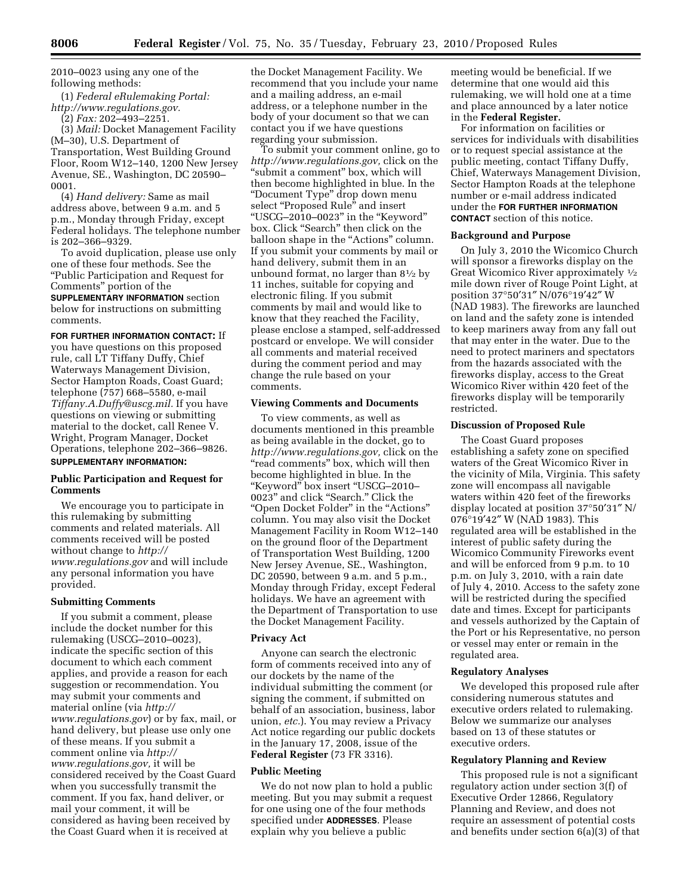2010–0023 using any one of the following methods:

(1) *Federal eRulemaking Portal: http://www.regulations.gov.*

(2) *Fax:* 202–493–2251.

(3) *Mail:* Docket Management Facility (M–30), U.S. Department of Transportation, West Building Ground Floor, Room W12–140, 1200 New Jersey Avenue, SE., Washington, DC 20590–0001.

(4) *Hand delivery:* Same as mail address above, between 9 a.m. and 5 p.m., Monday through Friday, except Federal holidays. The telephone number is 202–366–9329.

To avoid duplication, please use only one of these four methods. See the "Public Participation and Request for Comments" portion of the **SUPPLEMENTARY INFORMATION** section below for instructions on submitting comments.

**FOR FURTHER INFORMATION CONTACT:** If you have questions on this proposed rule, call LT Tiffany Duffy, Chief Waterways Management Division, Sector Hampton Roads, Coast Guard; telephone (757) 668–5580, e-mail *Tiffany.A.Duffy@uscg.mil.* If you have questions on viewing or submitting material to the docket, call Renee V. Wright, Program Manager, Docket Operations, telephone 202–366–9826.

**SUPPLEMENTARY INFORMATION:**

## Public Participation and Request for Comments

We encourage you to participate in this rulemaking by submitting comments and related materials. All comments received will be posted without change to *http://www.regulations.gov* and will include any personal information you have provided.

### Submitting Comments

If you submit a comment, please include the docket number for this rulemaking (USCG–2010–0023), indicate the specific section of this document to which each comment applies, and provide a reason for each suggestion or recommendation. You may submit your comments and material online (via *http://www.regulations.gov*) or by fax, mail, or hand delivery, but please use only one of these means. If you submit a comment online via *http://www.regulations.gov,* it will be considered received by the Coast Guard when you successfully transmit the comment. If you fax, hand deliver, or mail your comment, it will be considered as having been received by the Coast Guard when it is received at the Docket Management Facility. We recommend that you include your name and a mailing address, an e-mail address, or a telephone number in the body of your document so that we can contact you if we have questions regarding your submission.

To submit your comment online, go to *http://www.regulations.gov,* click on the "submit a comment" box, which will then become highlighted in blue. In the "Document Type" drop down menu select "Proposed Rule" and insert "USCG–2010–0023" in the "Keyword" box. Click "Search" then click on the balloon shape in the "Actions" column. If you submit your comments by mail or hand delivery, submit them in an unbound format, no larger than 8½ by 11 inches, suitable for copying and electronic filing. If you submit comments by mail and would like to know that they reached the Facility, please enclose a stamped, self-addressed postcard or envelope. We will consider all comments and material received during the comment period and may change the rule based on your comments.

### Viewing Comments and Documents

To view comments, as well as documents mentioned in this preamble as being available in the docket, go to *http://www.regulations.gov,* click on the "read comments" box, which will then become highlighted in blue. In the "Keyword" box insert "USCG–2010–0023" and click "Search." Click the "Open Docket Folder" in the "Actions" column. You may also visit the Docket Management Facility in Room W12–140 on the ground floor of the Department of Transportation West Building, 1200 New Jersey Avenue, SE., Washington, DC 20590, between 9 a.m. and 5 p.m., Monday through Friday, except Federal holidays. We have an agreement with the Department of Transportation to use the Docket Management Facility.

### Privacy Act

Anyone can search the electronic form of comments received into any of our dockets by the name of the individual submitting the comment (or signing the comment, if submitted on behalf of an association, business, labor union, *etc.*). You may review a Privacy Act notice regarding our public dockets in the January 17, 2008, issue of the **Federal Register** (73 FR 3316).

### Public Meeting

We do not now plan to hold a public meeting. But you may submit a request for one using one of the four methods specified under **ADDRESSES**. Please explain why you believe a public meeting would be beneficial. If we determine that one would aid this rulemaking, we will hold one at a time and place announced by a later notice in the **Federal Register.**

For information on facilities or services for individuals with disabilities or to request special assistance at the public meeting, contact Tiffany Duffy, Chief, Waterways Management Division, Sector Hampton Roads at the telephone number or e-mail address indicated under the **FOR FURTHER INFORMATION CONTACT** section of this notice.

## Background and Purpose

On July 3, 2010 the Wicomico Church will sponsor a fireworks display on the Great Wicomico River approximately ½ mile down river of Rouge Point Light, at position 37°50′31″ N/076°19′42″ W (NAD 1983). The fireworks are launched on land and the safety zone is intended to keep mariners away from any fall out that may enter in the water. Due to the need to protect mariners and spectators from the hazards associated with the fireworks display, access to the Great Wicomico River within 420 feet of the fireworks display will be temporarily restricted.

## Discussion of Proposed Rule

The Coast Guard proposes establishing a safety zone on specified waters of the Great Wicomico River in the vicinity of Mila, Virginia. This safety zone will encompass all navigable waters within 420 feet of the fireworks display located at position 37°50′31″ N/076°19′42″ W (NAD 1983). This regulated area will be established in the interest of public safety during the Wicomico Community Fireworks event and will be enforced from 9 p.m. to 10 p.m. on July 3, 2010, with a rain date of July 4, 2010. Access to the safety zone will be restricted during the specified date and times. Except for participants and vessels authorized by the Captain of the Port or his Representative, no person or vessel may enter or remain in the regulated area.

## Regulatory Analyses

We developed this proposed rule after considering numerous statutes and executive orders related to rulemaking. Below we summarize our analyses based on 13 of these statutes or executive orders.

### Regulatory Planning and Review

This proposed rule is not a significant regulatory action under section 3(f) of Executive Order 12866, Regulatory Planning and Review, and does not require an assessment of potential costs and benefits under section 6(a)(3) of that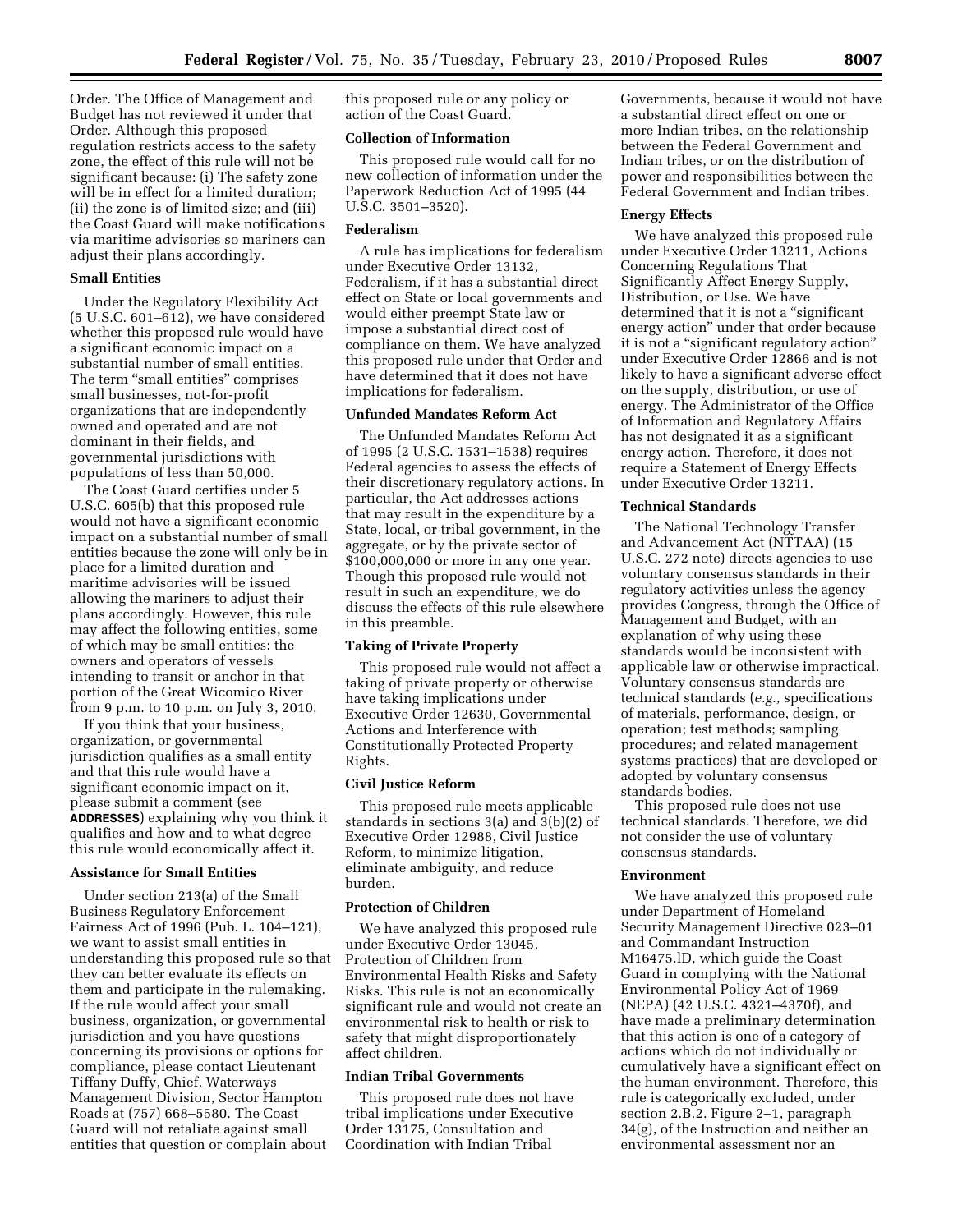Order. The Office of Management and Budget has not reviewed it under that Order. Although this proposed regulation restricts access to the safety zone, the effect of this rule will not be significant because: (i) The safety zone will be in effect for a limited duration; (ii) the zone is of limited size; and (iii) the Coast Guard will make notifications via maritime advisories so mariners can adjust their plans accordingly.

**Small Entities**

Under the Regulatory Flexibility Act (5 U.S.C. 601–612), we have considered whether this proposed rule would have a significant economic impact on a substantial number of small entities. The term "small entities" comprises small businesses, not-for-profit organizations that are independently owned and operated and are not dominant in their fields, and governmental jurisdictions with populations of less than 50,000.

The Coast Guard certifies under 5 U.S.C. 605(b) that this proposed rule would not have a significant economic impact on a substantial number of small entities because the zone will only be in place for a limited duration and maritime advisories will be issued allowing the mariners to adjust their plans accordingly. However, this rule may affect the following entities, some of which may be small entities: the owners and operators of vessels intending to transit or anchor in that portion of the Great Wicomico River from 9 p.m. to 10 p.m. on July 3, 2010.

If you think that your business, organization, or governmental jurisdiction qualifies as a small entity and that this rule would have a significant economic impact on it, please submit a comment (see **ADDRESSES**) explaining why you think it qualifies and how and to what degree this rule would economically affect it.

**Assistance for Small Entities**

Under section 213(a) of the Small Business Regulatory Enforcement Fairness Act of 1996 (Pub. L. 104–121), we want to assist small entities in understanding this proposed rule so that they can better evaluate its effects on them and participate in the rulemaking. If the rule would affect your small business, organization, or governmental jurisdiction and you have questions concerning its provisions or options for compliance, please contact Lieutenant Tiffany Duffy, Chief, Waterways Management Division, Sector Hampton Roads at (757) 668–5580. The Coast Guard will not retaliate against small entities that question or complain about this proposed rule or any policy or action of the Coast Guard.

**Collection of Information**

This proposed rule would call for no new collection of information under the Paperwork Reduction Act of 1995 (44 U.S.C. 3501–3520).

**Federalism**

A rule has implications for federalism under Executive Order 13132, Federalism, if it has a substantial direct effect on State or local governments and would either preempt State law or impose a substantial direct cost of compliance on them. We have analyzed this proposed rule under that Order and have determined that it does not have implications for federalism.

**Unfunded Mandates Reform Act**

The Unfunded Mandates Reform Act of 1995 (2 U.S.C. 1531–1538) requires Federal agencies to assess the effects of their discretionary regulatory actions. In particular, the Act addresses actions that may result in the expenditure by a State, local, or tribal government, in the aggregate, or by the private sector of $100,000,000 or more in any one year. Though this proposed rule would not result in such an expenditure, we do discuss the effects of this rule elsewhere in this preamble.

**Taking of Private Property**

This proposed rule would not affect a taking of private property or otherwise have taking implications under Executive Order 12630, Governmental Actions and Interference with Constitutionally Protected Property Rights.

**Civil Justice Reform**

This proposed rule meets applicable standards in sections 3(a) and 3(b)(2) of Executive Order 12988, Civil Justice Reform, to minimize litigation, eliminate ambiguity, and reduce burden.

**Protection of Children**

We have analyzed this proposed rule under Executive Order 13045, Protection of Children from Environmental Health Risks and Safety Risks. This rule is not an economically significant rule and would not create an environmental risk to health or risk to safety that might disproportionately affect children.

**Indian Tribal Governments**

This proposed rule does not have tribal implications under Executive Order 13175, Consultation and Coordination with Indian Tribal Governments, because it would not have a substantial direct effect on one or more Indian tribes, on the relationship between the Federal Government and Indian tribes, or on the distribution of power and responsibilities between the Federal Government and Indian tribes.

**Energy Effects**

We have analyzed this proposed rule under Executive Order 13211, Actions Concerning Regulations That Significantly Affect Energy Supply, Distribution, or Use. We have determined that it is not a "significant energy action" under that order because it is not a "significant regulatory action" under Executive Order 12866 and is not likely to have a significant adverse effect on the supply, distribution, or use of energy. The Administrator of the Office of Information and Regulatory Affairs has not designated it as a significant energy action. Therefore, it does not require a Statement of Energy Effects under Executive Order 13211.

**Technical Standards**

The National Technology Transfer and Advancement Act (NTTAA) (15 U.S.C. 272 note) directs agencies to use voluntary consensus standards in their regulatory activities unless the agency provides Congress, through the Office of Management and Budget, with an explanation of why using these standards would be inconsistent with applicable law or otherwise impractical. Voluntary consensus standards are technical standards (*e.g.,* specifications of materials, performance, design, or operation; test methods; sampling procedures; and related management systems practices) that are developed or adopted by voluntary consensus standards bodies.

This proposed rule does not use technical standards. Therefore, we did not consider the use of voluntary consensus standards.

**Environment**

We have analyzed this proposed rule under Department of Homeland Security Management Directive 023–01 and Commandant Instruction M16475.lD, which guide the Coast Guard in complying with the National Environmental Policy Act of 1969 (NEPA) (42 U.S.C. 4321–4370f), and have made a preliminary determination that this action is one of a category of actions which do not individually or cumulatively have a significant effect on the human environment. Therefore, this rule is categorically excluded, under section 2.B.2. Figure 2–1, paragraph 34(g), of the Instruction and neither an environmental assessment nor an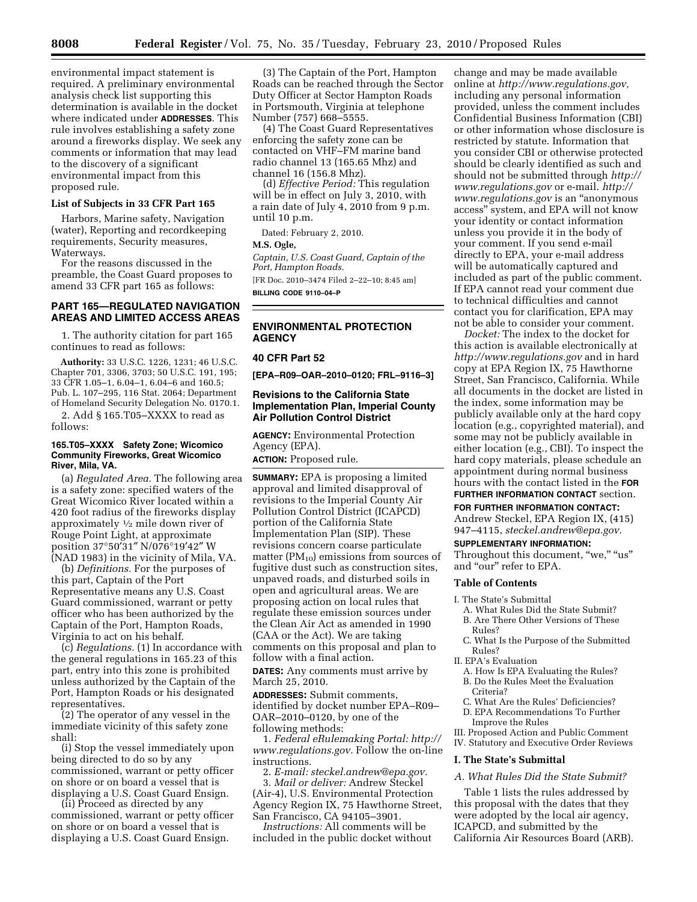environmental impact statement is required. A preliminary environmental analysis check list supporting this determination is available in the docket where indicated under **ADDRESSES**. This rule involves establishing a safety zone around a fireworks display. We seek any comments or information that may lead to the discovery of a significant environmental impact from this proposed rule.

### List of Subjects in 33 CFR Part 165

Harbors, Marine safety, Navigation (water), Reporting and recordkeeping requirements, Security measures, Waterways.

For the reasons discussed in the preamble, the Coast Guard proposes to amend 33 CFR part 165 as follows:

## PART 165—REGULATED NAVIGATION AREAS AND LIMITED ACCESS AREAS

1. The authority citation for part 165 continues to read as follows:

**Authority:** 33 U.S.C. 1226, 1231; 46 U.S.C. Chapter 701, 3306, 3703; 50 U.S.C. 191, 195; 33 CFR 1.05–1, 6.04–1, 6.04–6 and 160.5; Pub. L. 107–295, 116 Stat. 2064; Department of Homeland Security Delegation No. 0170.1.

2. Add § 165.T05–XXXX to read as follows:

#### 165.T05–XXXX Safety Zone; Wicomico Community Fireworks, Great Wicomico River, Mila, VA.

(a) *Regulated Area.* The following area is a safety zone: specified waters of the Great Wicomico River located within a 420 foot radius of the fireworks display approximately ½ mile down river of Rouge Point Light, at approximate position 37°50′31″ N/076°19′42″ W (NAD 1983) in the vicinity of Mila, VA.

(b) *Definitions.* For the purposes of this part, Captain of the Port Representative means any U.S. Coast Guard commissioned, warrant or petty officer who has been authorized by the Captain of the Port, Hampton Roads, Virginia to act on his behalf.

(c) *Regulations.* (1) In accordance with the general regulations in 165.23 of this part, entry into this zone is prohibited unless authorized by the Captain of the Port, Hampton Roads or his designated representatives.

(2) The operator of any vessel in the immediate vicinity of this safety zone shall:

(i) Stop the vessel immediately upon being directed to do so by any commissioned, warrant or petty officer on shore or on board a vessel that is displaying a U.S. Coast Guard Ensign.

(ii) Proceed as directed by any commissioned, warrant or petty officer on shore or on board a vessel that is displaying a U.S. Coast Guard Ensign.

(3) The Captain of the Port, Hampton Roads can be reached through the Sector Duty Officer at Sector Hampton Roads in Portsmouth, Virginia at telephone Number (757) 668–5555.

(4) The Coast Guard Representatives enforcing the safety zone can be contacted on VHF–FM marine band radio channel 13 (165.65 Mhz) and channel 16 (156.8 Mhz).

(d) *Effective Period:* This regulation will be in effect on July 3, 2010, with a rain date of July 4, 2010 from 9 p.m. until 10 p.m.

Dated: February 2, 2010.

**M.S. Ogle,**

*Captain, U.S. Coast Guard, Captain of the Port, Hampton Roads.*

[FR Doc. 2010–3474 Filed 2–22–10; 8:45 am]

**BILLING CODE 9110–04–P**

---

## ENVIRONMENTAL PROTECTION AGENCY

### 40 CFR Part 52

**[EPA–R09–OAR–2010–0120; FRL–9116–3]**

### Revisions to the California State Implementation Plan, Imperial County Air Pollution Control District

**AGENCY:** Environmental Protection Agency (EPA).

**ACTION:** Proposed rule.

**SUMMARY:** EPA is proposing a limited approval and limited disapproval of revisions to the Imperial County Air Pollution Control District (ICAPCD) portion of the California State Implementation Plan (SIP). These revisions concern coarse particulate matter ($PM_{10}$) emissions from sources of fugitive dust such as construction sites, unpaved roads, and disturbed soils in open and agricultural areas. We are proposing action on local rules that regulate these emission sources under the Clean Air Act as amended in 1990 (CAA or the Act). We are taking comments on this proposal and plan to follow with a final action.

**DATES:** Any comments must arrive by March 25, 2010.

**ADDRESSES:** Submit comments, identified by docket number EPA–R09–OAR–2010–0120, by one of the following methods:

1. *Federal eRulemaking Portal: http://www.regulations.gov.* Follow the on-line instructions.

2. *E-mail: steckel.andrew@epa.gov.*

3. *Mail or deliver:* Andrew Steckel (Air-4), U.S. Environmental Protection Agency Region IX, 75 Hawthorne Street, San Francisco, CA 94105–3901.

*Instructions:* All comments will be included in the public docket without change and may be made available online at *http://www.regulations.gov,* including any personal information provided, unless the comment includes Confidential Business Information (CBI) or other information whose disclosure is restricted by statute. Information that you consider CBI or otherwise protected should be clearly identified as such and should not be submitted through *http://www.regulations.gov* or e-mail. *http://www.regulations.gov* is an "anonymous access" system, and EPA will not know your identity or contact information unless you provide it in the body of your comment. If you send e-mail directly to EPA, your e-mail address will be automatically captured and included as part of the public comment. If EPA cannot read your comment due to technical difficulties and cannot contact you for clarification, EPA may not be able to consider your comment.

*Docket:* The index to the docket for this action is available electronically at *http://www.regulations.gov* and in hard copy at EPA Region IX, 75 Hawthorne Street, San Francisco, California. While all documents in the docket are listed in the index, some information may be publicly available only at the hard copy location (e.g., copyrighted material), and some may not be publicly available in either location (e.g., CBI). To inspect the hard copy materials, please schedule an appointment during normal business hours with the contact listed in the **FOR FURTHER INFORMATION CONTACT** section.

**FOR FURTHER INFORMATION CONTACT:** Andrew Steckel, EPA Region IX, (415) 947–4115, *steckel.andrew@epa.gov.*

**SUPPLEMENTARY INFORMATION:** Throughout this document, "we," "us" and "our" refer to EPA.

### Table of Contents

- I. The State's Submittal
  - A. What Rules Did the State Submit?
  - B. Are There Other Versions of These Rules?
  - C. What Is the Purpose of the Submitted Rules?
- II. EPA's Evaluation
  - A. How Is EPA Evaluating the Rules?
  - B. Do the Rules Meet the Evaluation Criteria?
  - C. What Are the Rules' Deficiencies?
  - D. EPA Recommendations To Further Improve the Rules
- III. Proposed Action and Public Comment
- IV. Statutory and Executive Order Reviews

### I. The State's Submittal

#### *A. What Rules Did the State Submit?*

Table 1 lists the rules addressed by this proposal with the dates that they were adopted by the local air agency, ICAPCD, and submitted by the California Air Resources Board (ARB).